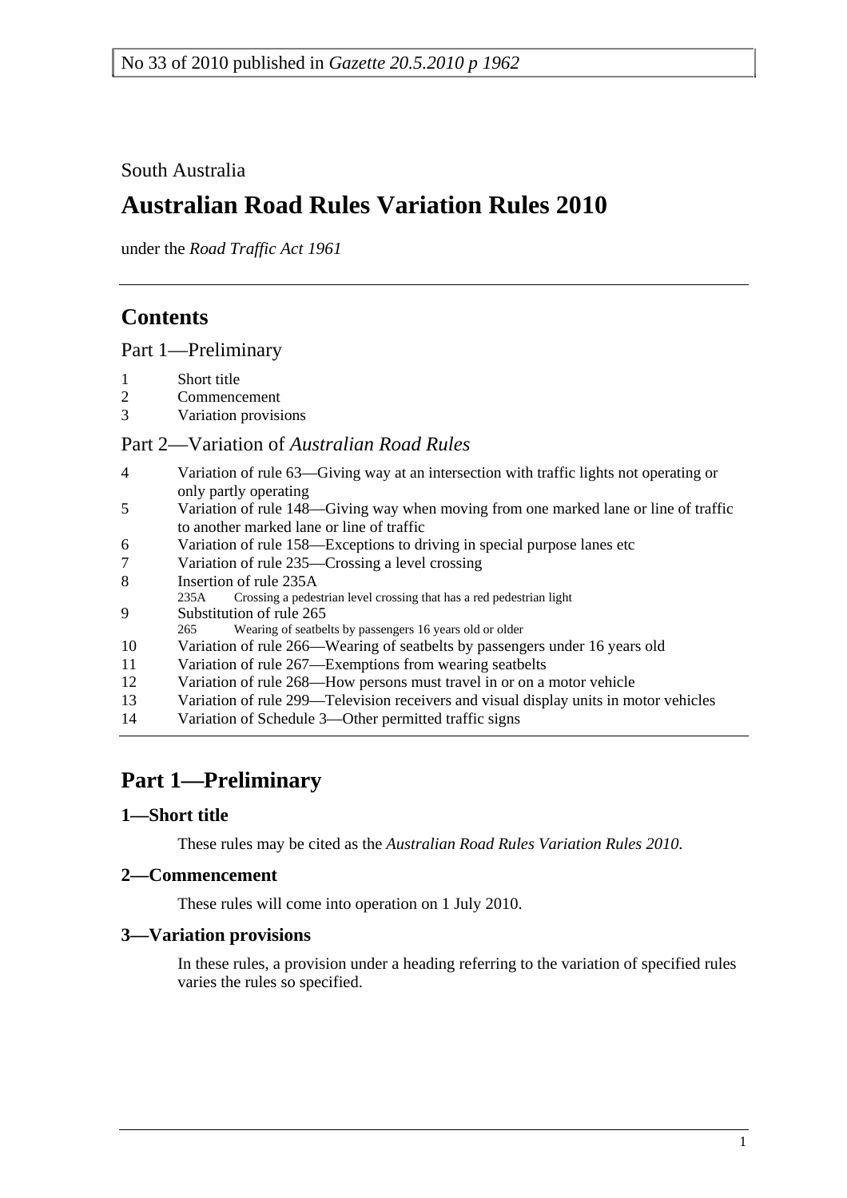No 33 of 2010 published in *Gazette 20.5.2010 p 1962*

South Australia

# Australian Road Rules Variation Rules 2010

under the *Road Traffic Act 1961*

## Contents

Part 1—Preliminary

1 Short title
2 Commencement
3 Variation provisions

Part 2—Variation of *Australian Road Rules*

4 Variation of rule 63—Giving way at an intersection with traffic lights not operating or only partly operating
5 Variation of rule 148—Giving way when moving from one marked lane or line of traffic to another marked lane or line of traffic
6 Variation of rule 158—Exceptions to driving in special purpose lanes etc
7 Variation of rule 235—Crossing a level crossing
8 Insertion of rule 235A
 235A Crossing a pedestrian level crossing that has a red pedestrian light
9 Substitution of rule 265
 265 Wearing of seatbelts by passengers 16 years old or older
10 Variation of rule 266—Wearing of seatbelts by passengers under 16 years old
11 Variation of rule 267—Exemptions from wearing seatbelts
12 Variation of rule 268—How persons must travel in or on a motor vehicle
13 Variation of rule 299—Television receivers and visual display units in motor vehicles
14 Variation of Schedule 3—Other permitted traffic signs

## Part 1—Preliminary

### 1—Short title

These rules may be cited as the *Australian Road Rules Variation Rules 2010*.

### 2—Commencement

These rules will come into operation on 1 July 2010.

### 3—Variation provisions

In these rules, a provision under a heading referring to the variation of specified rules varies the rules so specified.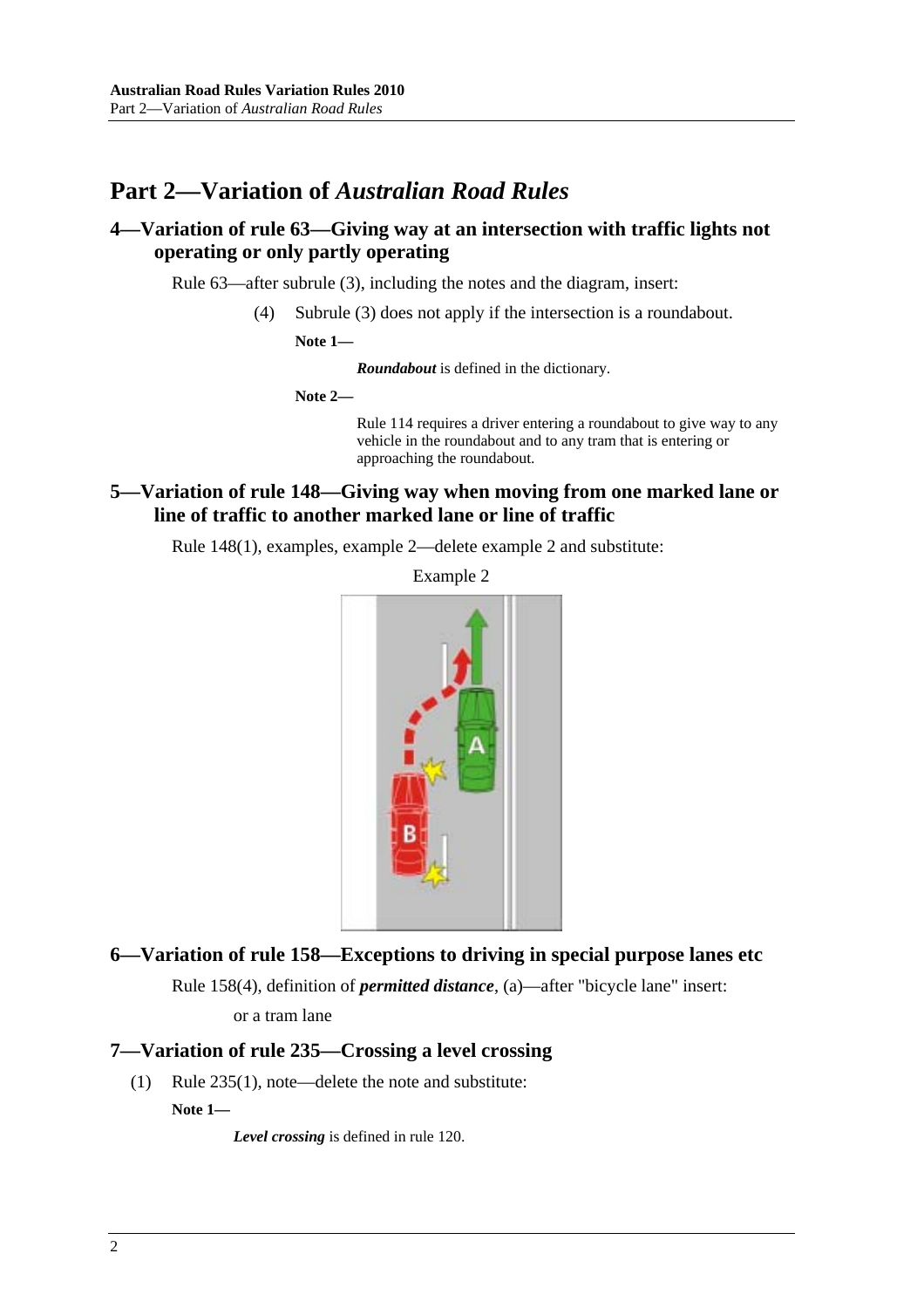# Part 2—Variation of *Australian Road Rules*

## 4—Variation of rule 63—Giving way at an intersection with traffic lights not operating or only partly operating

Rule 63—after subrule (3), including the notes and the diagram, insert:

(4) Subrule (3) does not apply if the intersection is a roundabout.

**Note 1—**

***Roundabout*** is defined in the dictionary.

**Note 2—**

Rule 114 requires a driver entering a roundabout to give way to any vehicle in the roundabout and to any tram that is entering or approaching the roundabout.

## 5—Variation of rule 148—Giving way when moving from one marked lane or line of traffic to another marked lane or line of traffic

Rule 148(1), examples, example 2—delete example 2 and substitute:

Example 2

## 6—Variation of rule 158—Exceptions to driving in special purpose lanes etc

Rule 158(4), definition of ***permitted distance***, (a)—after "bicycle lane" insert:

or a tram lane

## 7—Variation of rule 235—Crossing a level crossing

(1) Rule 235(1), note—delete the note and substitute:

**Note 1—**

***Level crossing*** is defined in rule 120.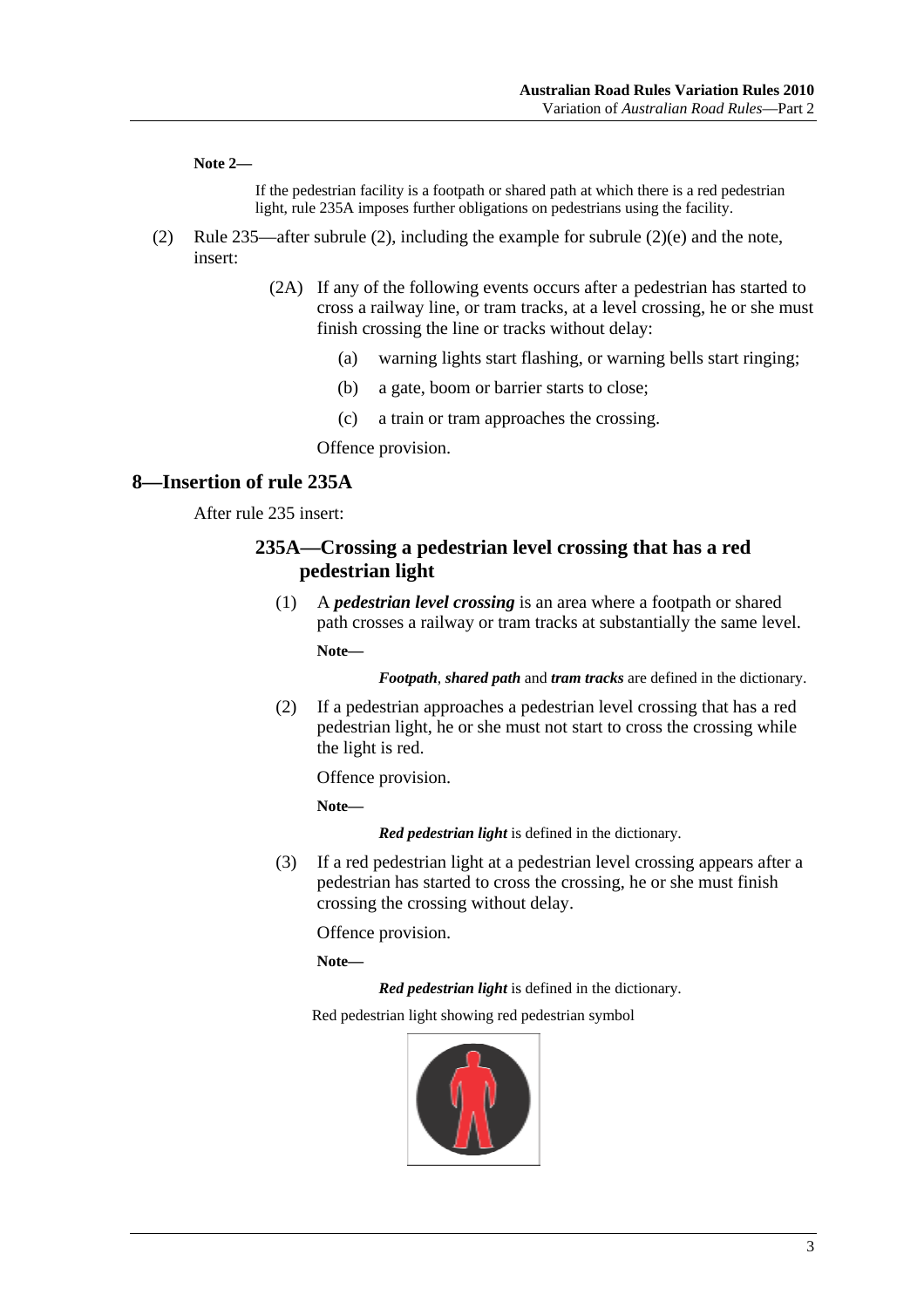**Note 2—**

If the pedestrian facility is a footpath or shared path at which there is a red pedestrian light, rule 235A imposes further obligations on pedestrians using the facility.

(2) Rule 235—after subrule (2), including the example for subrule (2)(e) and the note, insert:

(2A) If any of the following events occurs after a pedestrian has started to cross a railway line, or tram tracks, at a level crossing, he or she must finish crossing the line or tracks without delay:

(a) warning lights start flashing, or warning bells start ringing;

(b) a gate, boom or barrier starts to close;

(c) a train or tram approaches the crossing.

Offence provision.

## 8—Insertion of rule 235A

After rule 235 insert:

### 235A—Crossing a pedestrian level crossing that has a red pedestrian light

(1) A ***pedestrian level crossing*** is an area where a footpath or shared path crosses a railway or tram tracks at substantially the same level.

**Note—**

***Footpath***, ***shared path*** and ***tram tracks*** are defined in the dictionary.

(2) If a pedestrian approaches a pedestrian level crossing that has a red pedestrian light, he or she must not start to cross the crossing while the light is red.

Offence provision.

**Note—**

***Red pedestrian light*** is defined in the dictionary.

(3) If a red pedestrian light at a pedestrian level crossing appears after a pedestrian has started to cross the crossing, he or she must finish crossing the crossing without delay.

Offence provision.

**Note—**

***Red pedestrian light*** is defined in the dictionary.

Red pedestrian light showing red pedestrian symbol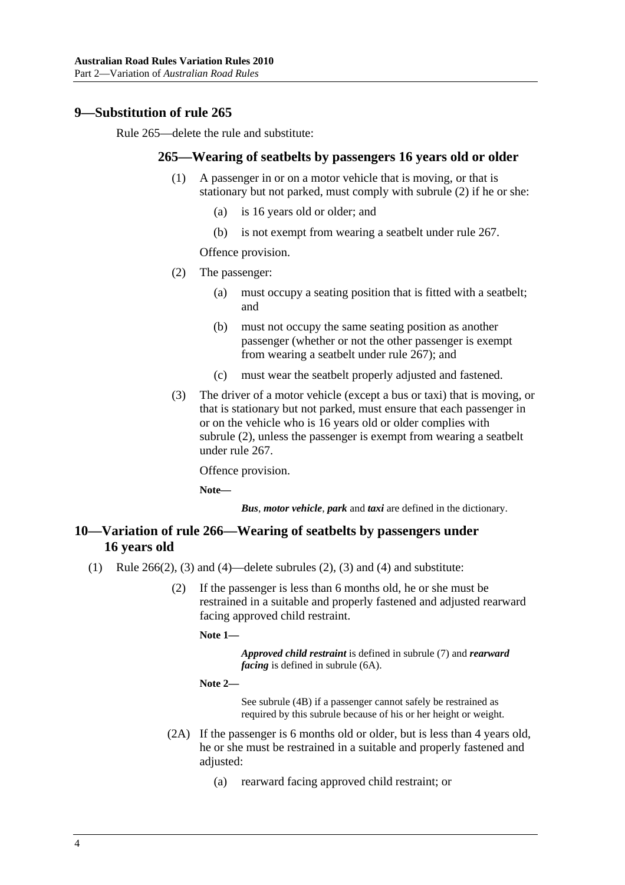## 9—Substitution of rule 265

Rule 265—delete the rule and substitute:

### 265—Wearing of seatbelts by passengers 16 years old or older

(1) A passenger in or on a motor vehicle that is moving, or that is stationary but not parked, must comply with subrule (2) if he or she:

(a) is 16 years old or older; and

(b) is not exempt from wearing a seatbelt under rule 267.

Offence provision.

(2) The passenger:

(a) must occupy a seating position that is fitted with a seatbelt; and

(b) must not occupy the same seating position as another passenger (whether or not the other passenger is exempt from wearing a seatbelt under rule 267); and

(c) must wear the seatbelt properly adjusted and fastened.

(3) The driver of a motor vehicle (except a bus or taxi) that is moving, or that is stationary but not parked, must ensure that each passenger in or on the vehicle who is 16 years old or older complies with subrule (2), unless the passenger is exempt from wearing a seatbelt under rule 267.

Offence provision.

**Note—**

***Bus***, ***motor vehicle***, ***park*** and ***taxi*** are defined in the dictionary.

## 10—Variation of rule 266—Wearing of seatbelts by passengers under 16 years old

(1) Rule 266(2), (3) and (4)—delete subrules (2), (3) and (4) and substitute:

(2) If the passenger is less than 6 months old, he or she must be restrained in a suitable and properly fastened and adjusted rearward facing approved child restraint.

**Note 1—**

***Approved child restraint*** is defined in subrule (7) and ***rearward facing*** is defined in subrule (6A).

**Note 2—**

See subrule (4B) if a passenger cannot safely be restrained as required by this subrule because of his or her height or weight.

(2A) If the passenger is 6 months old or older, but is less than 4 years old, he or she must be restrained in a suitable and properly fastened and adjusted:

(a) rearward facing approved child restraint; or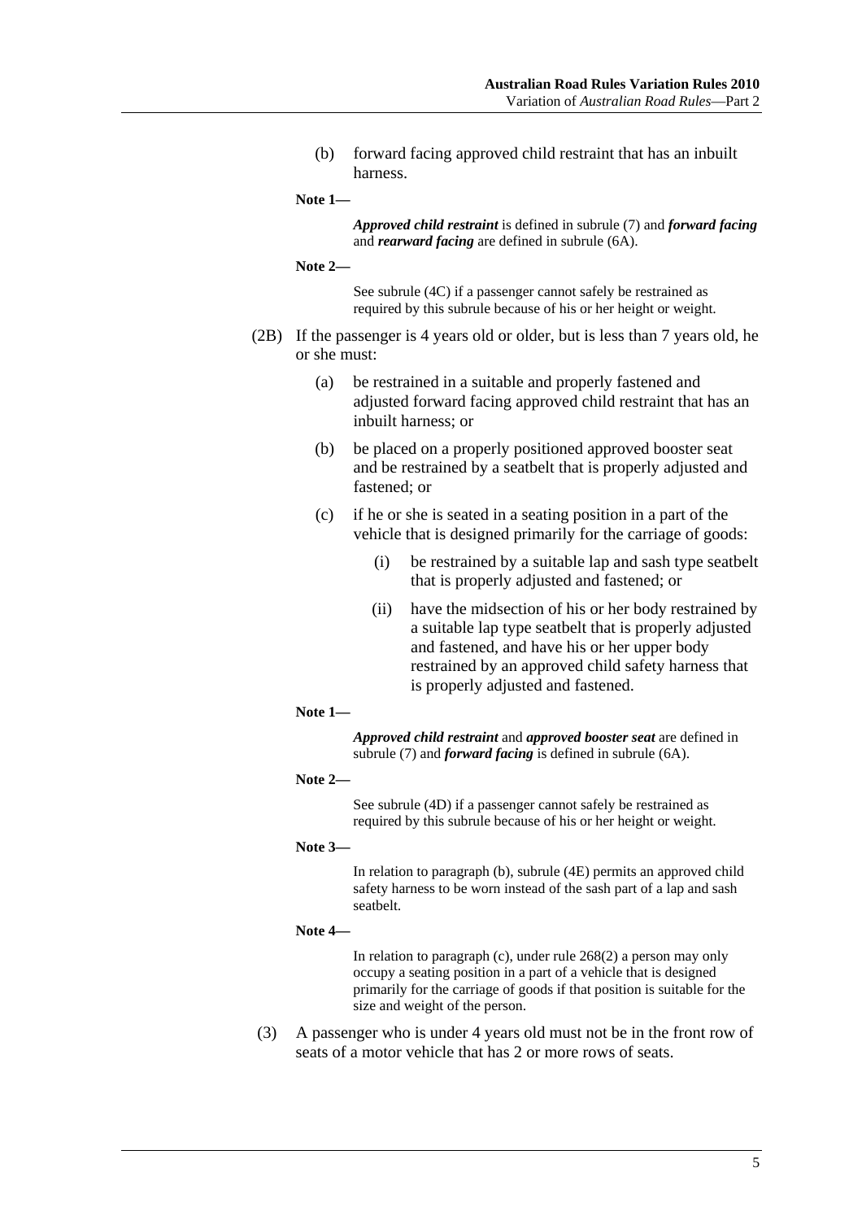(b) forward facing approved child restraint that has an inbuilt harness.

**Note 1—**

***Approved child restraint*** is defined in subrule (7) and ***forward facing*** and ***rearward facing*** are defined in subrule (6A).

**Note 2—**

See subrule (4C) if a passenger cannot safely be restrained as required by this subrule because of his or her height or weight.

(2B) If the passenger is 4 years old or older, but is less than 7 years old, he or she must:

(a) be restrained in a suitable and properly fastened and adjusted forward facing approved child restraint that has an inbuilt harness; or

(b) be placed on a properly positioned approved booster seat and be restrained by a seatbelt that is properly adjusted and fastened; or

(c) if he or she is seated in a seating position in a part of the vehicle that is designed primarily for the carriage of goods:

(i) be restrained by a suitable lap and sash type seatbelt that is properly adjusted and fastened; or

(ii) have the midsection of his or her body restrained by a suitable lap type seatbelt that is properly adjusted and fastened, and have his or her upper body restrained by an approved child safety harness that is properly adjusted and fastened.

**Note 1—**

***Approved child restraint*** and ***approved booster seat*** are defined in subrule (7) and ***forward facing*** is defined in subrule (6A).

**Note 2—**

See subrule (4D) if a passenger cannot safely be restrained as required by this subrule because of his or her height or weight.

**Note 3—**

In relation to paragraph (b), subrule (4E) permits an approved child safety harness to be worn instead of the sash part of a lap and sash seatbelt.

**Note 4—**

In relation to paragraph (c), under rule 268(2) a person may only occupy a seating position in a part of a vehicle that is designed primarily for the carriage of goods if that position is suitable for the size and weight of the person.

(3) A passenger who is under 4 years old must not be in the front row of seats of a motor vehicle that has 2 or more rows of seats.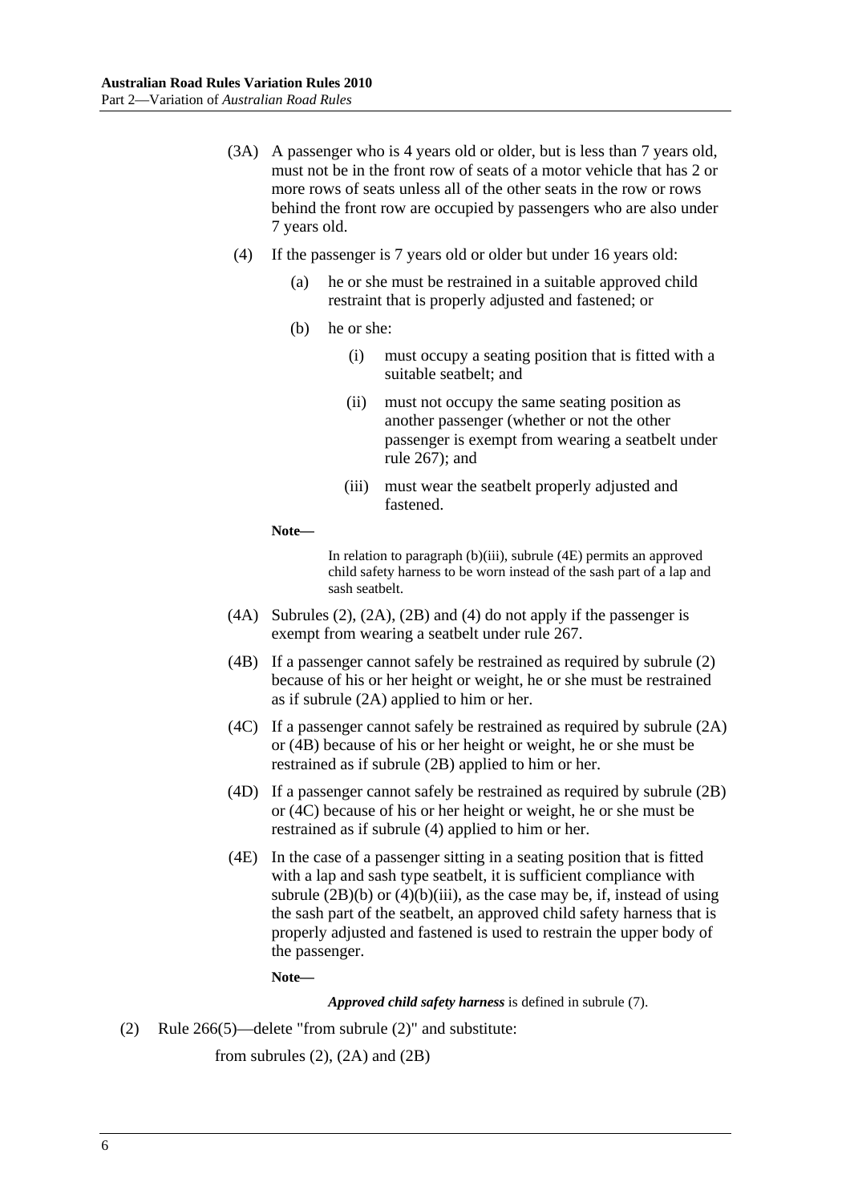(3A) A passenger who is 4 years old or older, but is less than 7 years old, must not be in the front row of seats of a motor vehicle that has 2 or more rows of seats unless all of the other seats in the row or rows behind the front row are occupied by passengers who are also under 7 years old.

(4) If the passenger is 7 years old or older but under 16 years old:

(a) he or she must be restrained in a suitable approved child restraint that is properly adjusted and fastened; or

(b) he or she:

(i) must occupy a seating position that is fitted with a suitable seatbelt; and

(ii) must not occupy the same seating position as another passenger (whether or not the other passenger is exempt from wearing a seatbelt under rule 267); and

(iii) must wear the seatbelt properly adjusted and fastened.

**Note—**

In relation to paragraph (b)(iii), subrule (4E) permits an approved child safety harness to be worn instead of the sash part of a lap and sash seatbelt.

(4A) Subrules (2), (2A), (2B) and (4) do not apply if the passenger is exempt from wearing a seatbelt under rule 267.

(4B) If a passenger cannot safely be restrained as required by subrule (2) because of his or her height or weight, he or she must be restrained as if subrule (2A) applied to him or her.

(4C) If a passenger cannot safely be restrained as required by subrule (2A) or (4B) because of his or her height or weight, he or she must be restrained as if subrule (2B) applied to him or her.

(4D) If a passenger cannot safely be restrained as required by subrule (2B) or (4C) because of his or her height or weight, he or she must be restrained as if subrule (4) applied to him or her.

(4E) In the case of a passenger sitting in a seating position that is fitted with a lap and sash type seatbelt, it is sufficient compliance with subrule (2B)(b) or (4)(b)(iii), as the case may be, if, instead of using the sash part of the seatbelt, an approved child safety harness that is properly adjusted and fastened is used to restrain the upper body of the passenger.

**Note—**

***Approved child safety harness*** is defined in subrule (7).

(2) Rule 266(5)—delete "from subrule (2)" and substitute:

from subrules (2), (2A) and (2B)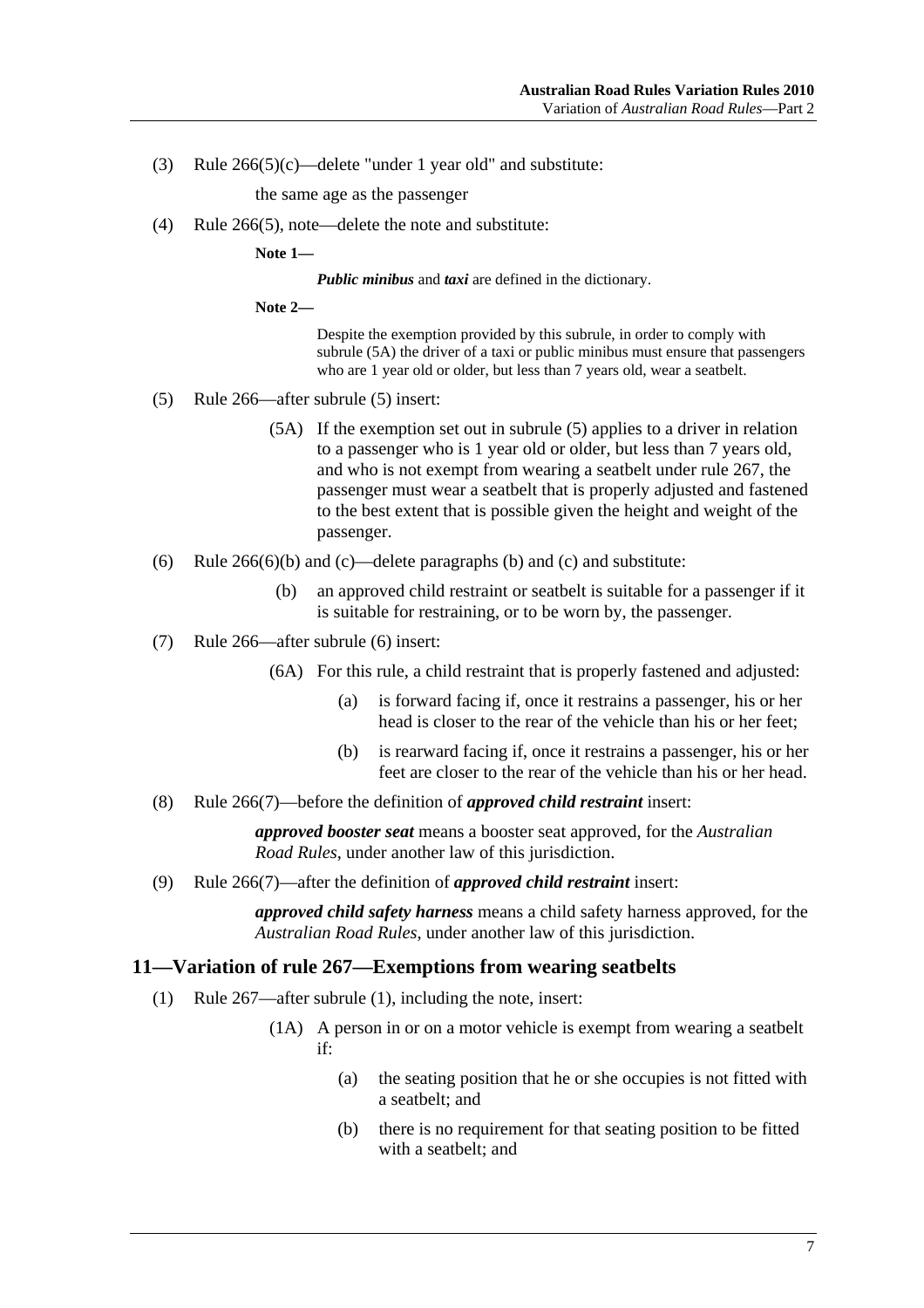(3) Rule 266(5)(c)—delete "under 1 year old" and substitute:

the same age as the passenger

(4) Rule 266(5), note—delete the note and substitute:

**Note 1—**

***Public minibus*** and ***taxi*** are defined in the dictionary.

**Note 2—**

Despite the exemption provided by this subrule, in order to comply with subrule (5A) the driver of a taxi or public minibus must ensure that passengers who are 1 year old or older, but less than 7 years old, wear a seatbelt.

(5) Rule 266—after subrule (5) insert:

(5A) If the exemption set out in subrule (5) applies to a driver in relation to a passenger who is 1 year old or older, but less than 7 years old, and who is not exempt from wearing a seatbelt under rule 267, the passenger must wear a seatbelt that is properly adjusted and fastened to the best extent that is possible given the height and weight of the passenger.

(6) Rule 266(6)(b) and (c)—delete paragraphs (b) and (c) and substitute:

(b) an approved child restraint or seatbelt is suitable for a passenger if it is suitable for restraining, or to be worn by, the passenger.

(7) Rule 266—after subrule (6) insert:

(6A) For this rule, a child restraint that is properly fastened and adjusted:

(a) is forward facing if, once it restrains a passenger, his or her head is closer to the rear of the vehicle than his or her feet;

(b) is rearward facing if, once it restrains a passenger, his or her feet are closer to the rear of the vehicle than his or her head.

(8) Rule 266(7)—before the definition of ***approved child restraint*** insert:

***approved booster seat*** means a booster seat approved, for the *Australian Road Rules*, under another law of this jurisdiction.

(9) Rule 266(7)—after the definition of ***approved child restraint*** insert:

***approved child safety harness*** means a child safety harness approved, for the *Australian Road Rules*, under another law of this jurisdiction.

## 11—Variation of rule 267—Exemptions from wearing seatbelts

(1) Rule 267—after subrule (1), including the note, insert:

(1A) A person in or on a motor vehicle is exempt from wearing a seatbelt if:

(a) the seating position that he or she occupies is not fitted with a seatbelt; and

(b) there is no requirement for that seating position to be fitted with a seatbelt; and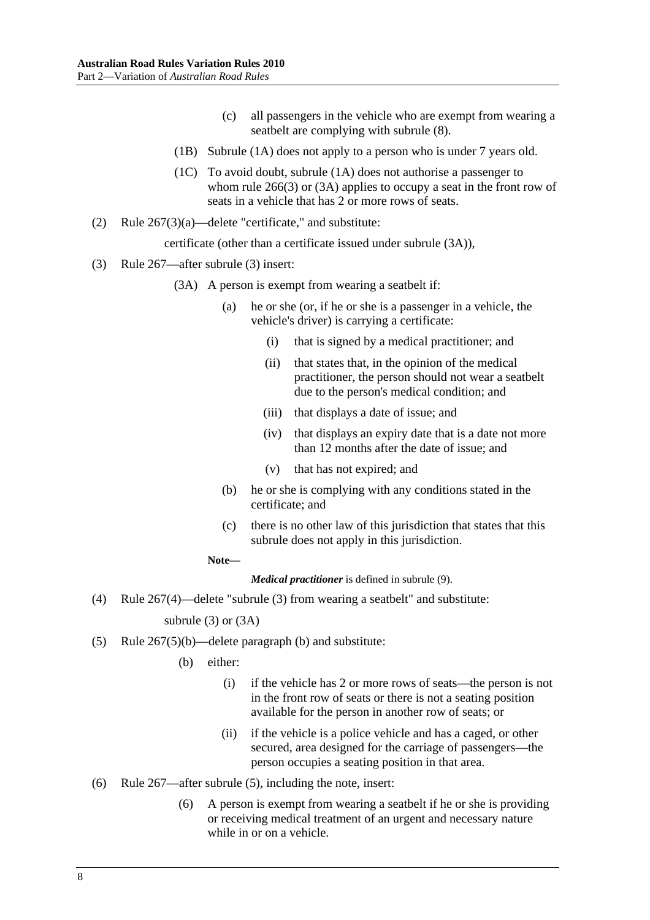(c) all passengers in the vehicle who are exempt from wearing a seatbelt are complying with subrule (8).

(1B) Subrule (1A) does not apply to a person who is under 7 years old.

(1C) To avoid doubt, subrule (1A) does not authorise a passenger to whom rule 266(3) or (3A) applies to occupy a seat in the front row of seats in a vehicle that has 2 or more rows of seats.

(2) Rule 267(3)(a)—delete "certificate," and substitute:

certificate (other than a certificate issued under subrule (3A)),

(3) Rule 267—after subrule (3) insert:

(3A) A person is exempt from wearing a seatbelt if:

(a) he or she (or, if he or she is a passenger in a vehicle, the vehicle's driver) is carrying a certificate:

(i) that is signed by a medical practitioner; and

(ii) that states that, in the opinion of the medical practitioner, the person should not wear a seatbelt due to the person's medical condition; and

(iii) that displays a date of issue; and

(iv) that displays an expiry date that is a date not more than 12 months after the date of issue; and

(v) that has not expired; and

(b) he or she is complying with any conditions stated in the certificate; and

(c) there is no other law of this jurisdiction that states that this subrule does not apply in this jurisdiction.

**Note—**

***Medical practitioner*** is defined in subrule (9).

(4) Rule 267(4)—delete "subrule (3) from wearing a seatbelt" and substitute:

subrule (3) or (3A)

(5) Rule 267(5)(b)—delete paragraph (b) and substitute:

(b) either:

(i) if the vehicle has 2 or more rows of seats—the person is not in the front row of seats or there is not a seating position available for the person in another row of seats; or

(ii) if the vehicle is a police vehicle and has a caged, or other secured, area designed for the carriage of passengers—the person occupies a seating position in that area.

(6) Rule 267—after subrule (5), including the note, insert:

(6) A person is exempt from wearing a seatbelt if he or she is providing or receiving medical treatment of an urgent and necessary nature while in or on a vehicle.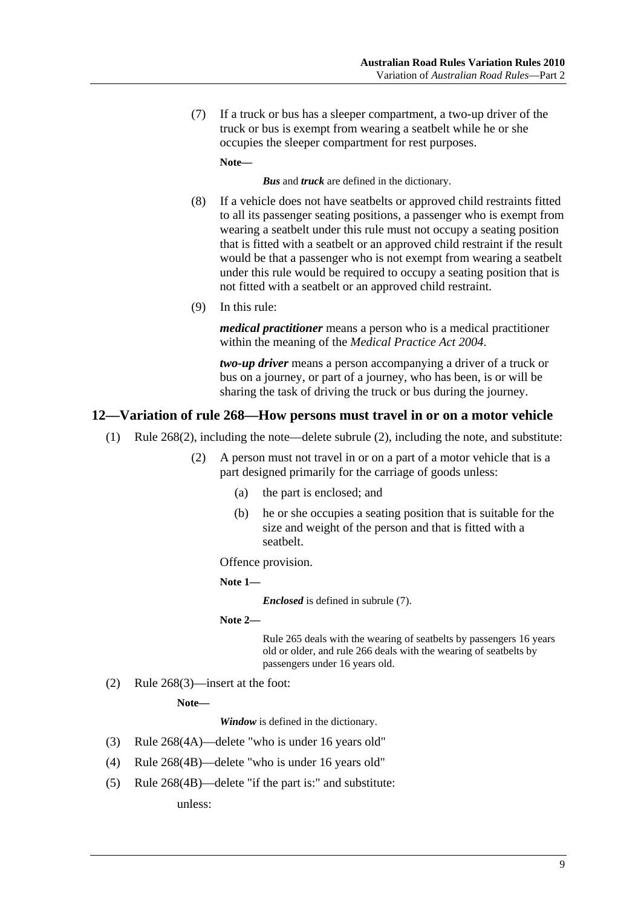(7) If a truck or bus has a sleeper compartment, a two-up driver of the truck or bus is exempt from wearing a seatbelt while he or she occupies the sleeper compartment for rest purposes.

**Note—**

***Bus*** and ***truck*** are defined in the dictionary.

(8) If a vehicle does not have seatbelts or approved child restraints fitted to all its passenger seating positions, a passenger who is exempt from wearing a seatbelt under this rule must not occupy a seating position that is fitted with a seatbelt or an approved child restraint if the result would be that a passenger who is not exempt from wearing a seatbelt under this rule would be required to occupy a seating position that is not fitted with a seatbelt or an approved child restraint.

(9) In this rule:

***medical practitioner*** means a person who is a medical practitioner within the meaning of the *Medical Practice Act 2004*.

***two-up driver*** means a person accompanying a driver of a truck or bus on a journey, or part of a journey, who has been, is or will be sharing the task of driving the truck or bus during the journey.

## 12—Variation of rule 268—How persons must travel in or on a motor vehicle

(1) Rule 268(2), including the note—delete subrule (2), including the note, and substitute:

(2) A person must not travel in or on a part of a motor vehicle that is a part designed primarily for the carriage of goods unless:

(a) the part is enclosed; and

(b) he or she occupies a seating position that is suitable for the size and weight of the person and that is fitted with a seatbelt.

Offence provision.

**Note 1—**

***Enclosed*** is defined in subrule (7).

**Note 2—**

Rule 265 deals with the wearing of seatbelts by passengers 16 years old or older, and rule 266 deals with the wearing of seatbelts by passengers under 16 years old.

(2) Rule 268(3)—insert at the foot:

**Note—**

***Window*** is defined in the dictionary.

(3) Rule 268(4A)—delete "who is under 16 years old"

(4) Rule 268(4B)—delete "who is under 16 years old"

(5) Rule 268(4B)—delete "if the part is:" and substitute:

unless: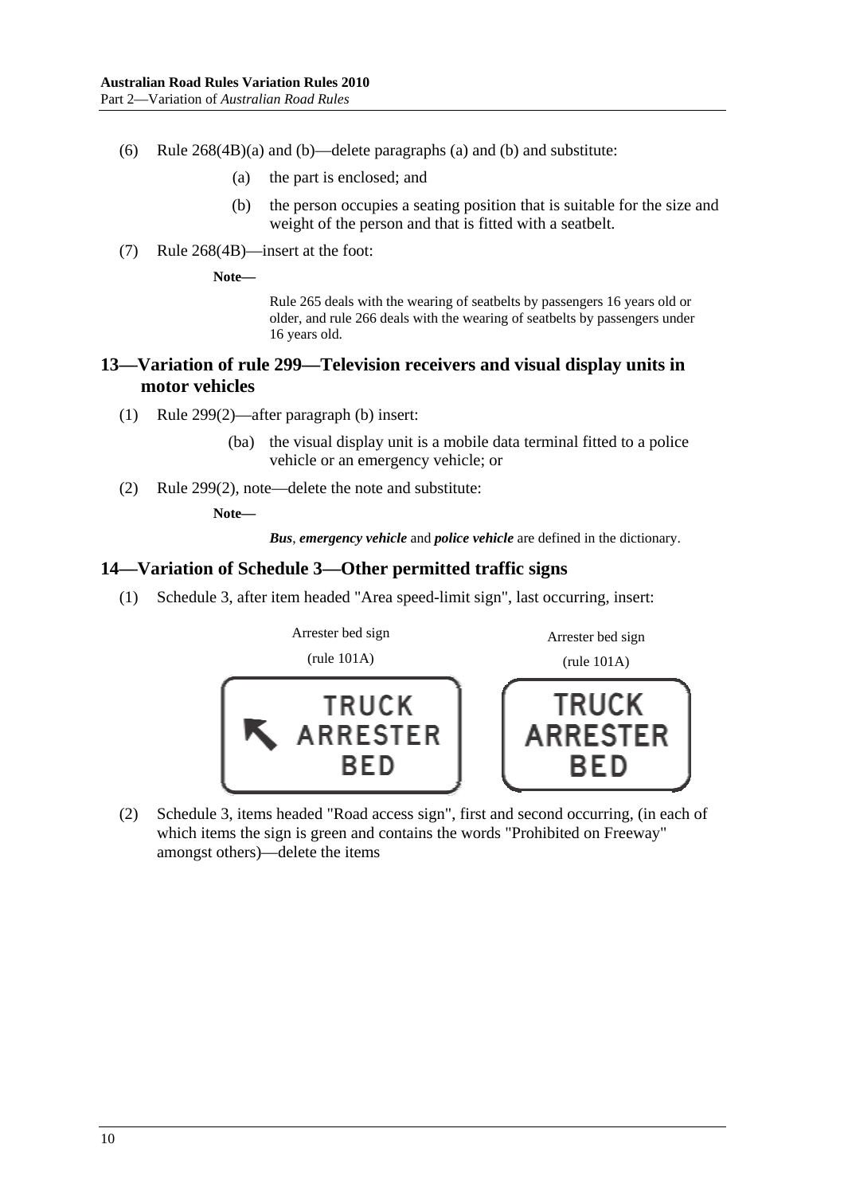(6) Rule 268(4B)(a) and (b)—delete paragraphs (a) and (b) and substitute:

(a) the part is enclosed; and

(b) the person occupies a seating position that is suitable for the size and weight of the person and that is fitted with a seatbelt.

(7) Rule 268(4B)—insert at the foot:

**Note—**

Rule 265 deals with the wearing of seatbelts by passengers 16 years old or older, and rule 266 deals with the wearing of seatbelts by passengers under 16 years old.

## 13—Variation of rule 299—Television receivers and visual display units in motor vehicles

(1) Rule 299(2)—after paragraph (b) insert:

(ba) the visual display unit is a mobile data terminal fitted to a police vehicle or an emergency vehicle; or

(2) Rule 299(2), note—delete the note and substitute:

**Note—**

***Bus***, ***emergency vehicle*** and ***police vehicle*** are defined in the dictionary.

## 14—Variation of Schedule 3—Other permitted traffic signs

(1) Schedule 3, after item headed "Area speed-limit sign", last occurring, insert:

Arrester bed sign

(rule 101A)

TRUCK ARRESTER BED

Arrester bed sign

(rule 101A)

TRUCK ARRESTER BED

(2) Schedule 3, items headed "Road access sign", first and second occurring, (in each of which items the sign is green and contains the words "Prohibited on Freeway" amongst others)—delete the items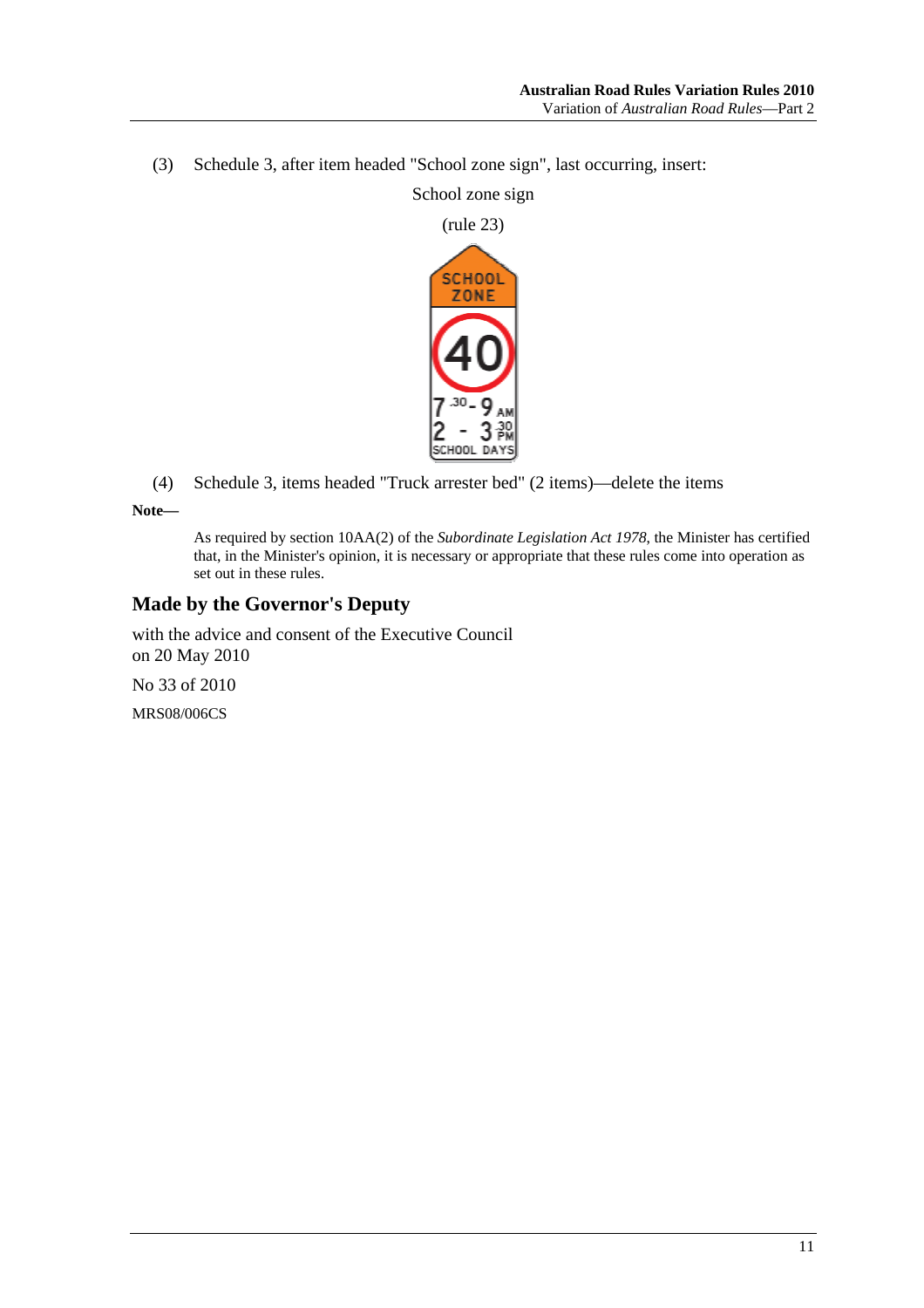(3) Schedule 3, after item headed "School zone sign", last occurring, insert:

School zone sign

(rule 23)

SCHOOL ZONE

40

7 .30 - 9 AM
2 - 3 .30 PM
SCHOOL DAYS

(4) Schedule 3, items headed "Truck arrester bed" (2 items)—delete the items

**Note—**

As required by section 10AA(2) of the *Subordinate Legislation Act 1978*, the Minister has certified that, in the Minister's opinion, it is necessary or appropriate that these rules come into operation as set out in these rules.

## Made by the Governor's Deputy

with the advice and consent of the Executive Council on 20 May 2010

No 33 of 2010

MRS08/006CS